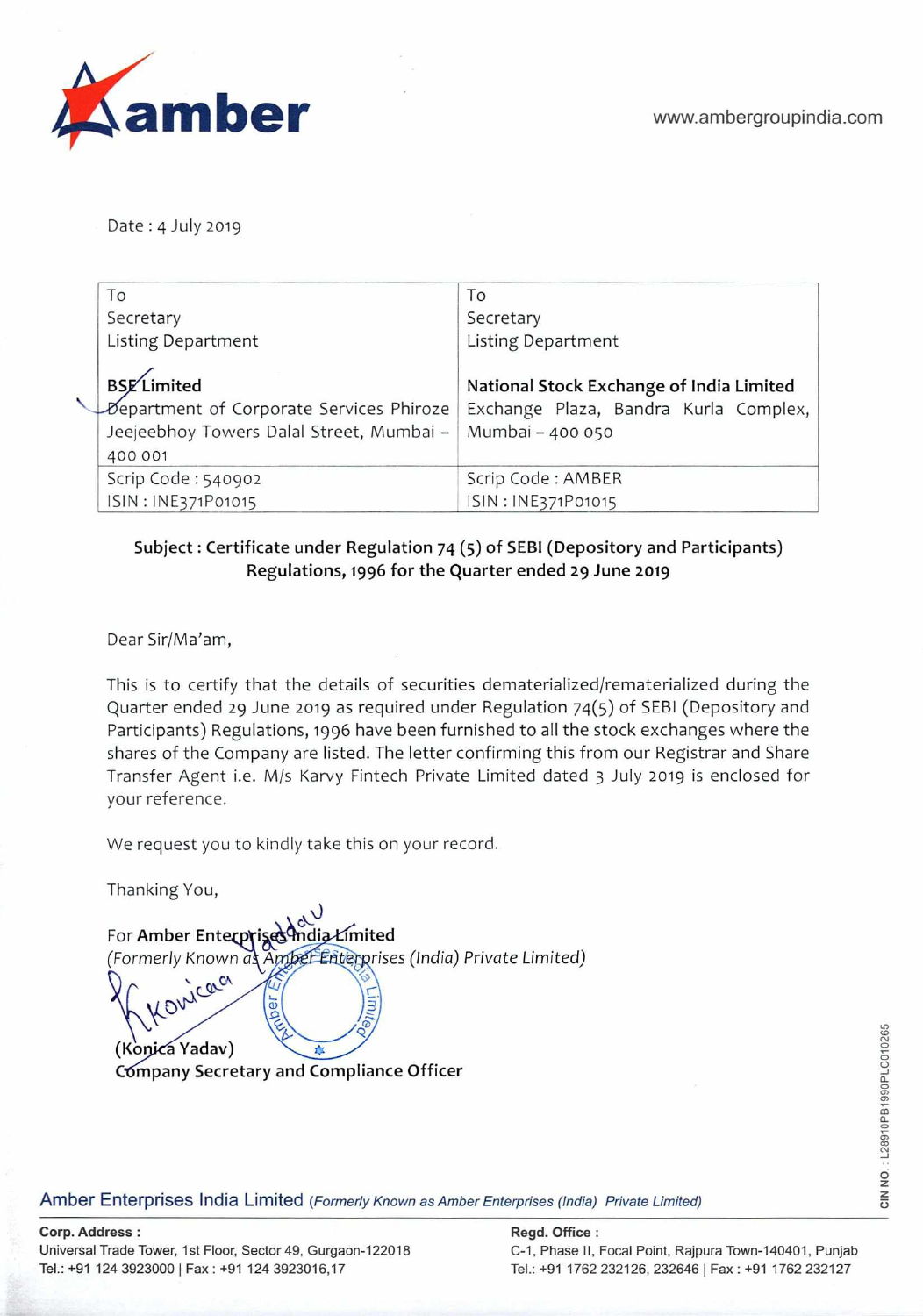amber

www.ambergroupindia.com

Date : 4 July 2019

| To<br>Secretary<br>Listing Department<br><br>**BSE Limited**<br>Department of Corporate Services Phiroze Jeejeebhoy Towers Dalal Street, Mumbai – 400 001 | To<br>Secretary<br>Listing Department<br><br>**National Stock Exchange of India Limited**<br>Exchange Plaza, Bandra Kurla Complex, Mumbai – 400 050 |
|---|---|
| Scrip Code : 540902<br>ISIN : INE371P01015 | Scrip Code : AMBER<br>ISIN : INE371P01015 |

**Subject : Certificate under Regulation 74 (5) of SEBI (Depository and Participants) Regulations, 1996 for the Quarter ended 29 June 2019**

Dear Sir/Ma'am,

This is to certify that the details of securities dematerialized/rematerialized during the Quarter ended 29 June 2019 as required under Regulation 74(5) of SEBI (Depository and Participants) Regulations, 1996 have been furnished to all the stock exchanges where the shares of the Company are listed. The letter confirming this from our Registrar and Share Transfer Agent i.e. M/s Karvy Fintech Private Limited dated 3 July 2019 is enclosed for your reference.

We request you to kindly take this on your record.

Thanking You,

For **Amber Enterprises India Limited**
*(Formerly Known as Amber Enterprises (India) Private Limited)*

**(Konica Yadav)**
**Company Secretary and Compliance Officer**

CIN NO. : L28910PB1990PLC010265

**Amber Enterprises India Limited** *(Formerly Known as Amber Enterprises (India) Private Limited)*

**Corp. Address :**
Universal Trade Tower, 1st Floor, Sector 49, Gurgaon-122018
Tel.: +91 124 3923000 | Fax : +91 124 3923016,17

**Regd. Office :**
C-1, Phase II, Focal Point, Rajpura Town-140401, Punjab
Tel.: +91 1762 232126, 232646 | Fax : +91 1762 232127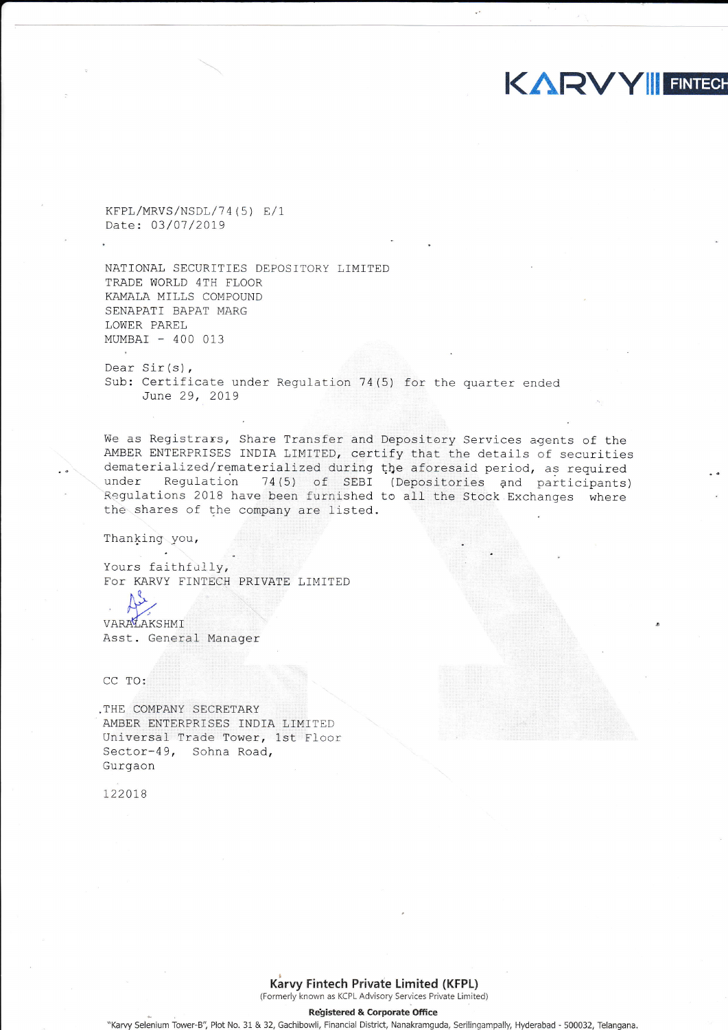KARVY FINTECH

KFPL/MRVS/NSDL/74(5) E/1
Date: 03/07/2019

NATIONAL SECURITIES DEPOSITORY LIMITED
TRADE WORLD 4TH FLOOR
KAMALA MILLS COMPOUND
SENAPATI BAPAT MARG
LOWER PAREL
MUMBAI - 400 013

Dear Sir(s),
Sub: Certificate under Regulation 74(5) for the quarter ended June 29, 2019

We as Registrars, Share Transfer and Depository Services agents of the AMBER ENTERPRISES INDIA LIMITED, certify that the details of securities dematerialized/rematerialized during the aforesaid period, as required under Regulation 74(5) of SEBI (Depositories and participants) Regulations 2018 have been furnished to all the Stock Exchanges where the shares of the company are listed.

Thanking you,

Yours faithfully,
For KARVY FINTECH PRIVATE LIMITED

VARALAKSHMI
Asst. General Manager

CC TO:

THE COMPANY SECRETARY
AMBER ENTERPRISES INDIA LIMITED
Universal Trade Tower, 1st Floor
Sector-49, Sohna Road,
Gurgaon

122018

**Karvy Fintech Private Limited (KFPL)**
(Formerly known as KCPL Advisory Services Private Limited)

**Registered & Corporate Office**
"Karvy Selenium Tower-B", Plot No. 31 & 32, Gachibowli, Financial District, Nanakramguda, Serilingampally, Hyderabad - 500032, Telangana.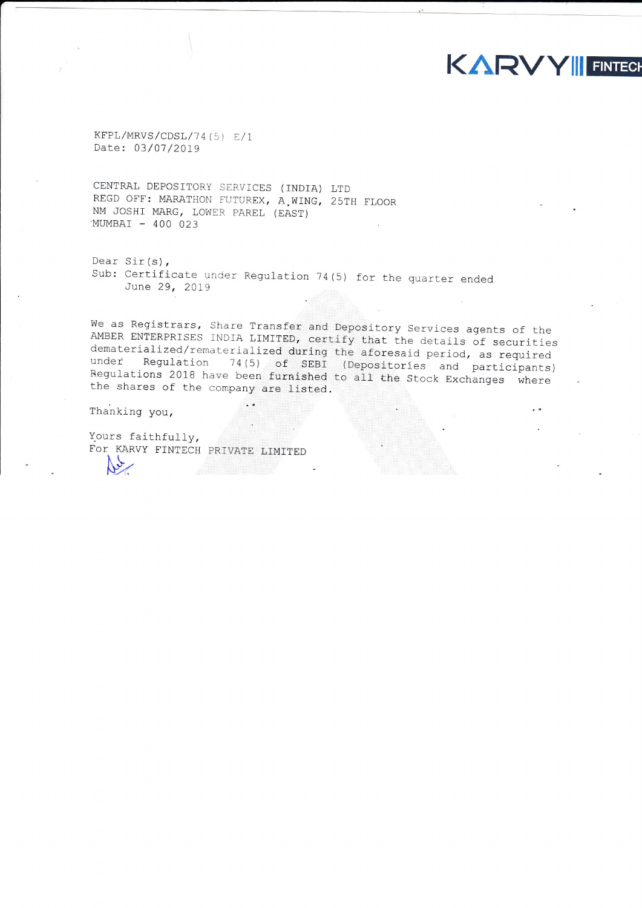KARVY FINTECH

KFPL/MRVS/CDSL/74(5) E/1
Date: 03/07/2019

CENTRAL DEPOSITORY SERVICES (INDIA) LTD
REGD OFF: MARATHON FUTUREX, A WING, 25TH FLOOR
NM JOSHI MARG, LOWER PAREL (EAST)
MUMBAI - 400 023

Dear Sir(s),
Sub: Certificate under Regulation 74(5) for the quarter ended June 29, 2019

We as Registrars, Share Transfer and Depository Services agents of the AMBER ENTERPRISES INDIA LIMITED, certify that the details of securities dematerialized/rematerialized during the aforesaid period, as required under Regulation 74(5) of SEBI (Depositories and participants) Regulations 2018 have been furnished to all the Stock Exchanges where the shares of the company are listed.

Thanking you,

Yours faithfully,
For KARVY FINTECH PRIVATE LIMITED